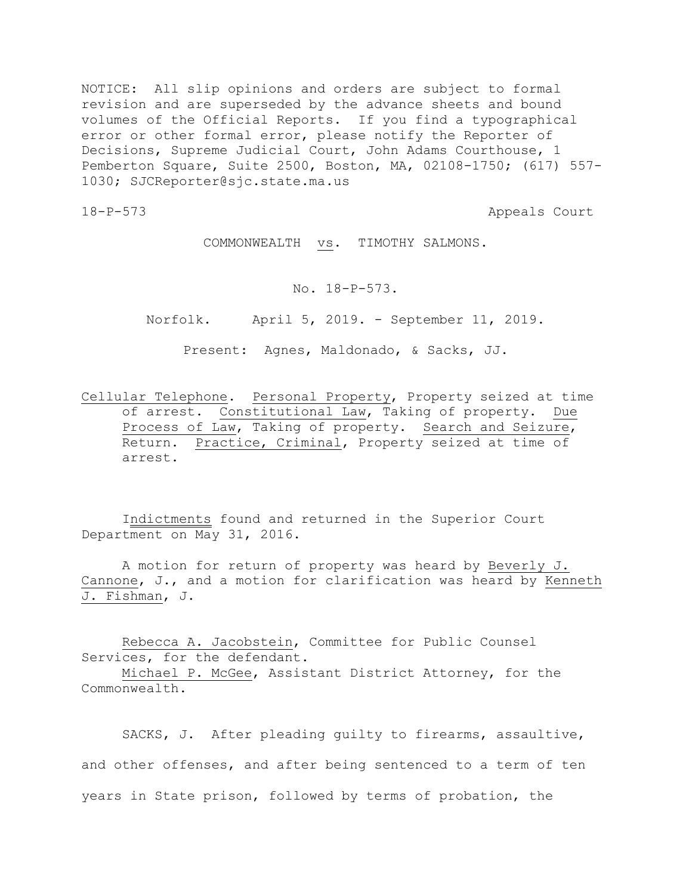NOTICE: All slip opinions and orders are subject to formal revision and are superseded by the advance sheets and bound volumes of the Official Reports. If you find a typographical error or other formal error, please notify the Reporter of Decisions, Supreme Judicial Court, John Adams Courthouse, 1 Pemberton Square, Suite 2500, Boston, MA, 02108-1750; (617) 557-1030; SJCReporter@sjc.state.ma.us

18-P-573 Appeals Court

COMMONWEALTH vs. TIMOTHY SALMONS.

No. 18-P-573.

Norfolk. April 5, 2019. - September 11, 2019.

Present: Agnes, Maldonado, & Sacks, JJ.

Cellular Telephone. Personal Property, Property seized at time of arrest. Constitutional Law, Taking of property. Due Process of Law, Taking of property. Search and Seizure, Return. Practice, Criminal, Property seized at time of arrest.

Indictments found and returned in the Superior Court Department on May 31, 2016.

A motion for return of property was heard by Beverly J. Cannone, J., and a motion for clarification was heard by Kenneth J. Fishman, J.

Rebecca A. Jacobstein, Committee for Public Counsel Services, for the defendant.
Michael P. McGee, Assistant District Attorney, for the Commonwealth.

SACKS, J. After pleading guilty to firearms, assaultive, and other offenses, and after being sentenced to a term of ten years in State prison, followed by terms of probation, the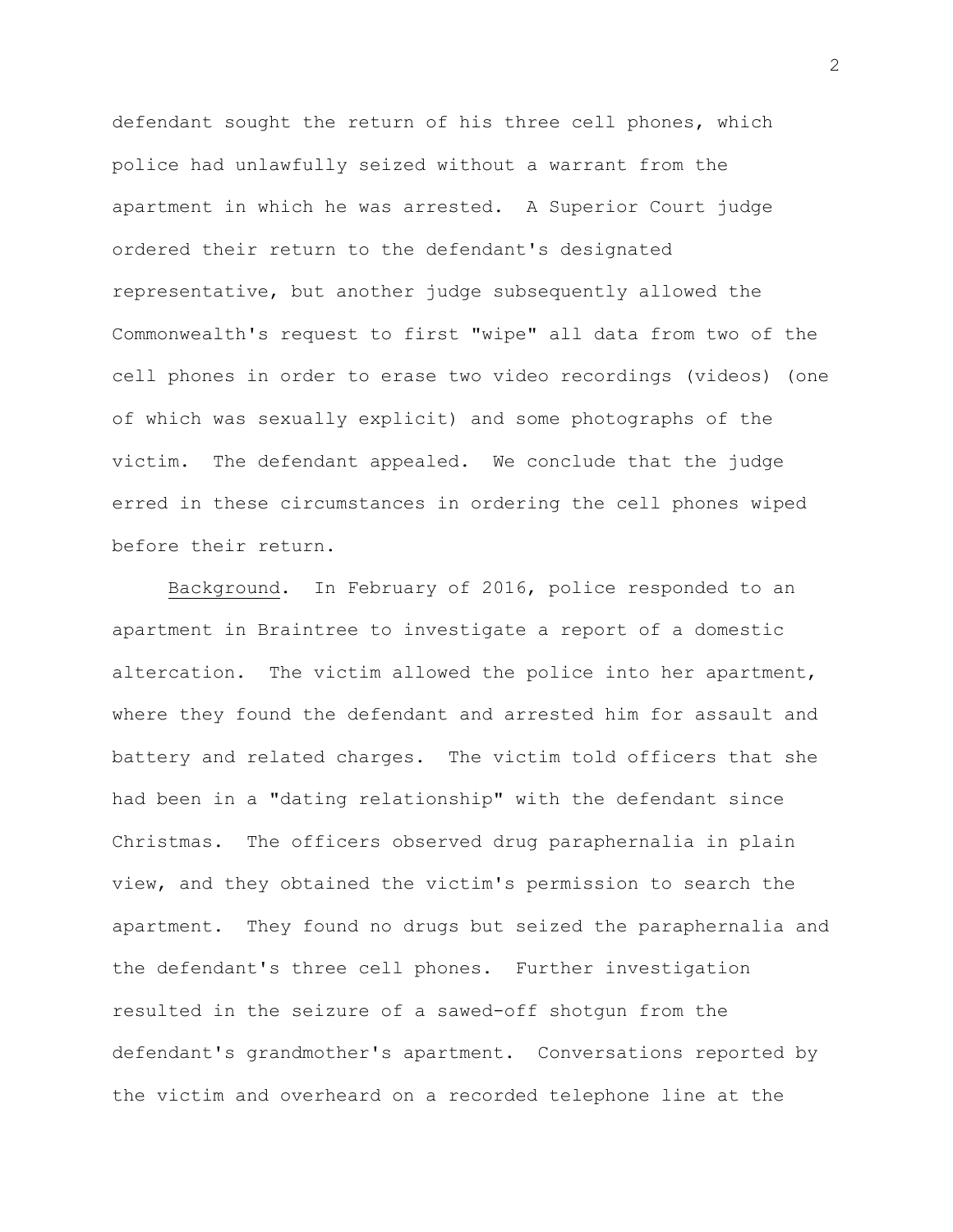defendant sought the return of his three cell phones, which police had unlawfully seized without a warrant from the apartment in which he was arrested. A Superior Court judge ordered their return to the defendant's designated representative, but another judge subsequently allowed the Commonwealth's request to first "wipe" all data from two of the cell phones in order to erase two video recordings (videos) (one of which was sexually explicit) and some photographs of the victim. The defendant appealed. We conclude that the judge erred in these circumstances in ordering the cell phones wiped before their return.

Background. In February of 2016, police responded to an apartment in Braintree to investigate a report of a domestic altercation. The victim allowed the police into her apartment, where they found the defendant and arrested him for assault and battery and related charges. The victim told officers that she had been in a "dating relationship" with the defendant since Christmas. The officers observed drug paraphernalia in plain view, and they obtained the victim's permission to search the apartment. They found no drugs but seized the paraphernalia and the defendant's three cell phones. Further investigation resulted in the seizure of a sawed-off shotgun from the defendant's grandmother's apartment. Conversations reported by the victim and overheard on a recorded telephone line at the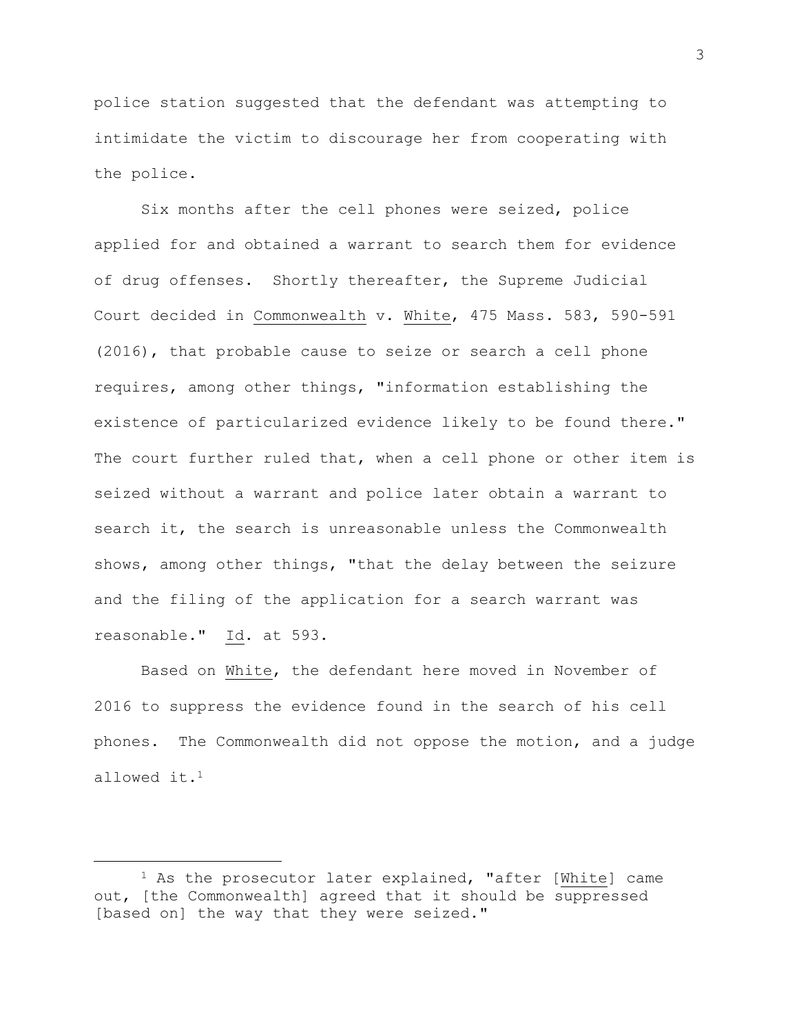police station suggested that the defendant was attempting to intimidate the victim to discourage her from cooperating with the police.

Six months after the cell phones were seized, police applied for and obtained a warrant to search them for evidence of drug offenses. Shortly thereafter, the Supreme Judicial Court decided in Commonwealth v. White, 475 Mass. 583, 590-591 (2016), that probable cause to seize or search a cell phone requires, among other things, "information establishing the existence of particularized evidence likely to be found there." The court further ruled that, when a cell phone or other item is seized without a warrant and police later obtain a warrant to search it, the search is unreasonable unless the Commonwealth shows, among other things, "that the delay between the seizure and the filing of the application for a search warrant was reasonable." Id. at 593.

Based on White, the defendant here moved in November of 2016 to suppress the evidence found in the search of his cell phones. The Commonwealth did not oppose the motion, and a judge allowed it.[1]

---

[1] As the prosecutor later explained, "after [White] came out, [the Commonwealth] agreed that it should be suppressed [based on] the way that they were seized."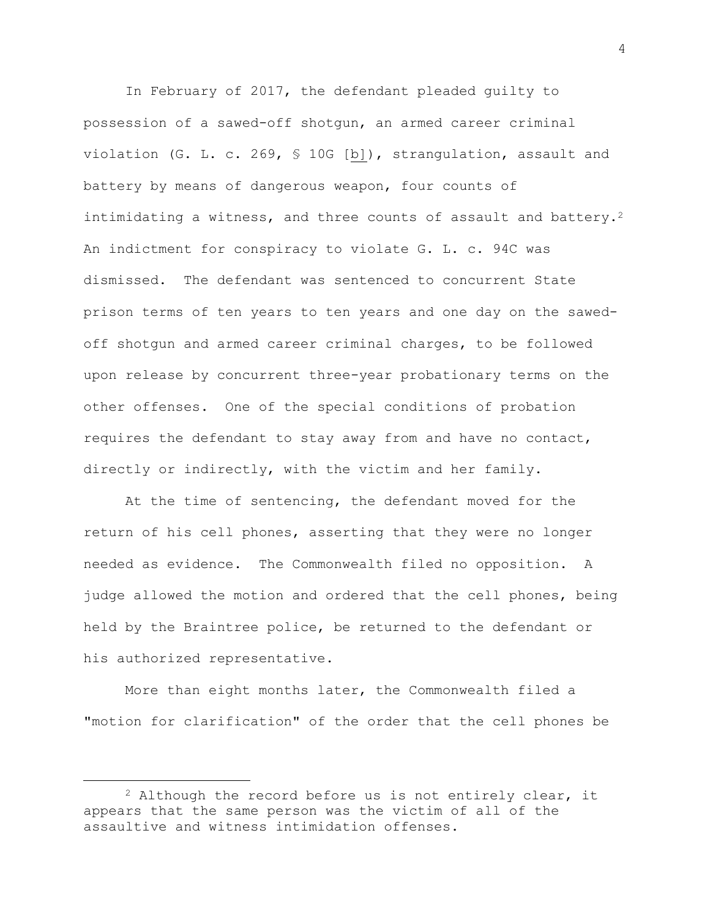In February of 2017, the defendant pleaded guilty to possession of a sawed-off shotgun, an armed career criminal violation (G. L. c. 269, § 10G [b]), strangulation, assault and battery by means of dangerous weapon, four counts of intimidating a witness, and three counts of assault and battery.[2] An indictment for conspiracy to violate G. L. c. 94C was dismissed. The defendant was sentenced to concurrent State prison terms of ten years to ten years and one day on the sawed-off shotgun and armed career criminal charges, to be followed upon release by concurrent three-year probationary terms on the other offenses. One of the special conditions of probation requires the defendant to stay away from and have no contact, directly or indirectly, with the victim and her family.

At the time of sentencing, the defendant moved for the return of his cell phones, asserting that they were no longer needed as evidence. The Commonwealth filed no opposition. A judge allowed the motion and ordered that the cell phones, being held by the Braintree police, be returned to the defendant or his authorized representative.

More than eight months later, the Commonwealth filed a "motion for clarification" of the order that the cell phones be

---

[2] Although the record before us is not entirely clear, it appears that the same person was the victim of all of the assaultive and witness intimidation offenses.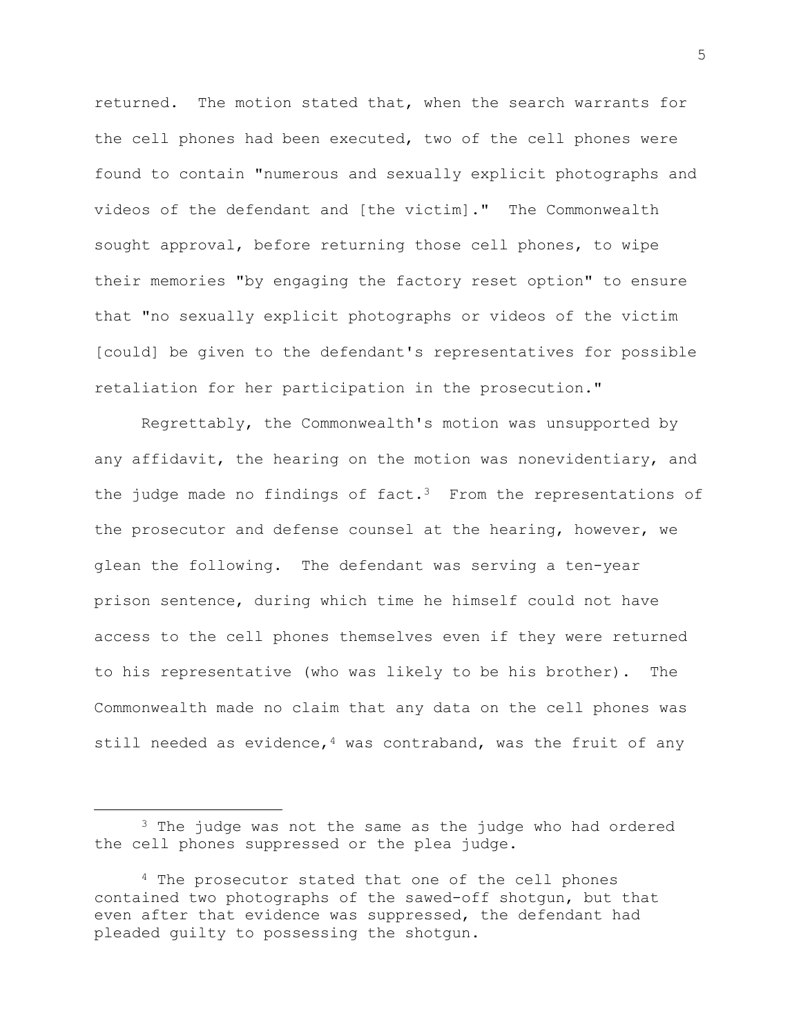returned. The motion stated that, when the search warrants for the cell phones had been executed, two of the cell phones were found to contain "numerous and sexually explicit photographs and videos of the defendant and [the victim]." The Commonwealth sought approval, before returning those cell phones, to wipe their memories "by engaging the factory reset option" to ensure that "no sexually explicit photographs or videos of the victim [could] be given to the defendant's representatives for possible retaliation for her participation in the prosecution."

Regrettably, the Commonwealth's motion was unsupported by any affidavit, the hearing on the motion was nonevidentiary, and the judge made no findings of fact.[3] From the representations of the prosecutor and defense counsel at the hearing, however, we glean the following. The defendant was serving a ten-year prison sentence, during which time he himself could not have access to the cell phones themselves even if they were returned to his representative (who was likely to be his brother). The Commonwealth made no claim that any data on the cell phones was still needed as evidence,[4] was contraband, was the fruit of any

---

[3] The judge was not the same as the judge who had ordered the cell phones suppressed or the plea judge.

[4] The prosecutor stated that one of the cell phones contained two photographs of the sawed-off shotgun, but that even after that evidence was suppressed, the defendant had pleaded guilty to possessing the shotgun.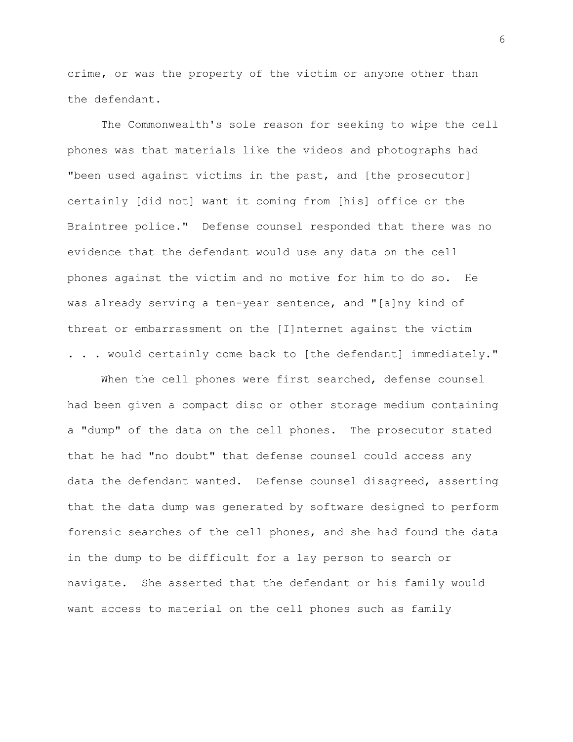crime, or was the property of the victim or anyone other than the defendant.

The Commonwealth's sole reason for seeking to wipe the cell phones was that materials like the videos and photographs had "been used against victims in the past, and [the prosecutor] certainly [did not] want it coming from [his] office or the Braintree police." Defense counsel responded that there was no evidence that the defendant would use any data on the cell phones against the victim and no motive for him to do so. He was already serving a ten-year sentence, and "[a]ny kind of threat or embarrassment on the [I]nternet against the victim . . . would certainly come back to [the defendant] immediately."

When the cell phones were first searched, defense counsel had been given a compact disc or other storage medium containing a "dump" of the data on the cell phones. The prosecutor stated that he had "no doubt" that defense counsel could access any data the defendant wanted. Defense counsel disagreed, asserting that the data dump was generated by software designed to perform forensic searches of the cell phones, and she had found the data in the dump to be difficult for a lay person to search or navigate. She asserted that the defendant or his family would want access to material on the cell phones such as family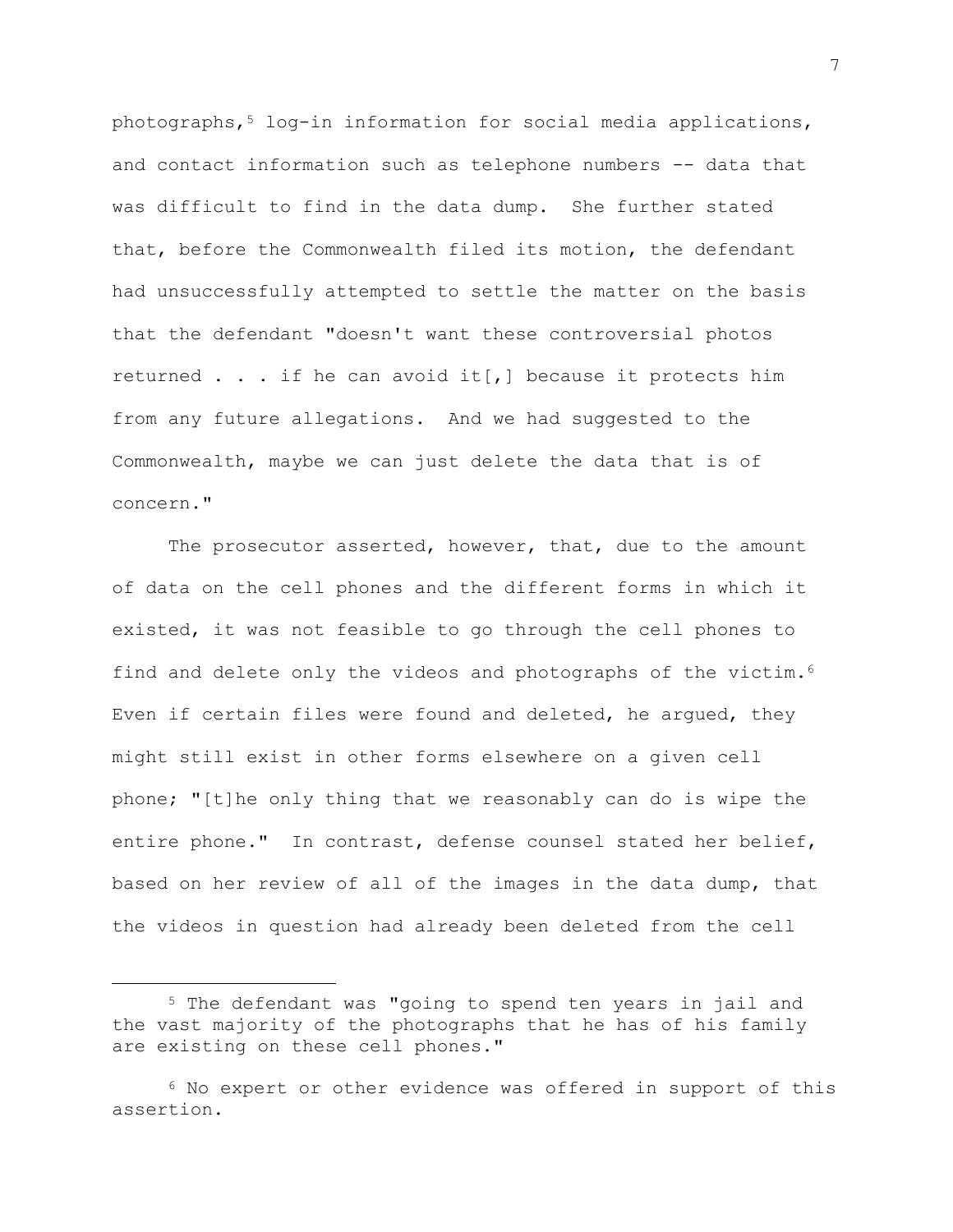photographs,[5] log-in information for social media applications, and contact information such as telephone numbers -- data that was difficult to find in the data dump. She further stated that, before the Commonwealth filed its motion, the defendant had unsuccessfully attempted to settle the matter on the basis that the defendant "doesn't want these controversial photos returned . . . if he can avoid it[,] because it protects him from any future allegations. And we had suggested to the Commonwealth, maybe we can just delete the data that is of concern."

The prosecutor asserted, however, that, due to the amount of data on the cell phones and the different forms in which it existed, it was not feasible to go through the cell phones to find and delete only the videos and photographs of the victim.[6] Even if certain files were found and deleted, he argued, they might still exist in other forms elsewhere on a given cell phone; "[t]he only thing that we reasonably can do is wipe the entire phone." In contrast, defense counsel stated her belief, based on her review of all of the images in the data dump, that the videos in question had already been deleted from the cell

---

[5] The defendant was "going to spend ten years in jail and the vast majority of the photographs that he has of his family are existing on these cell phones."

[6] No expert or other evidence was offered in support of this assertion.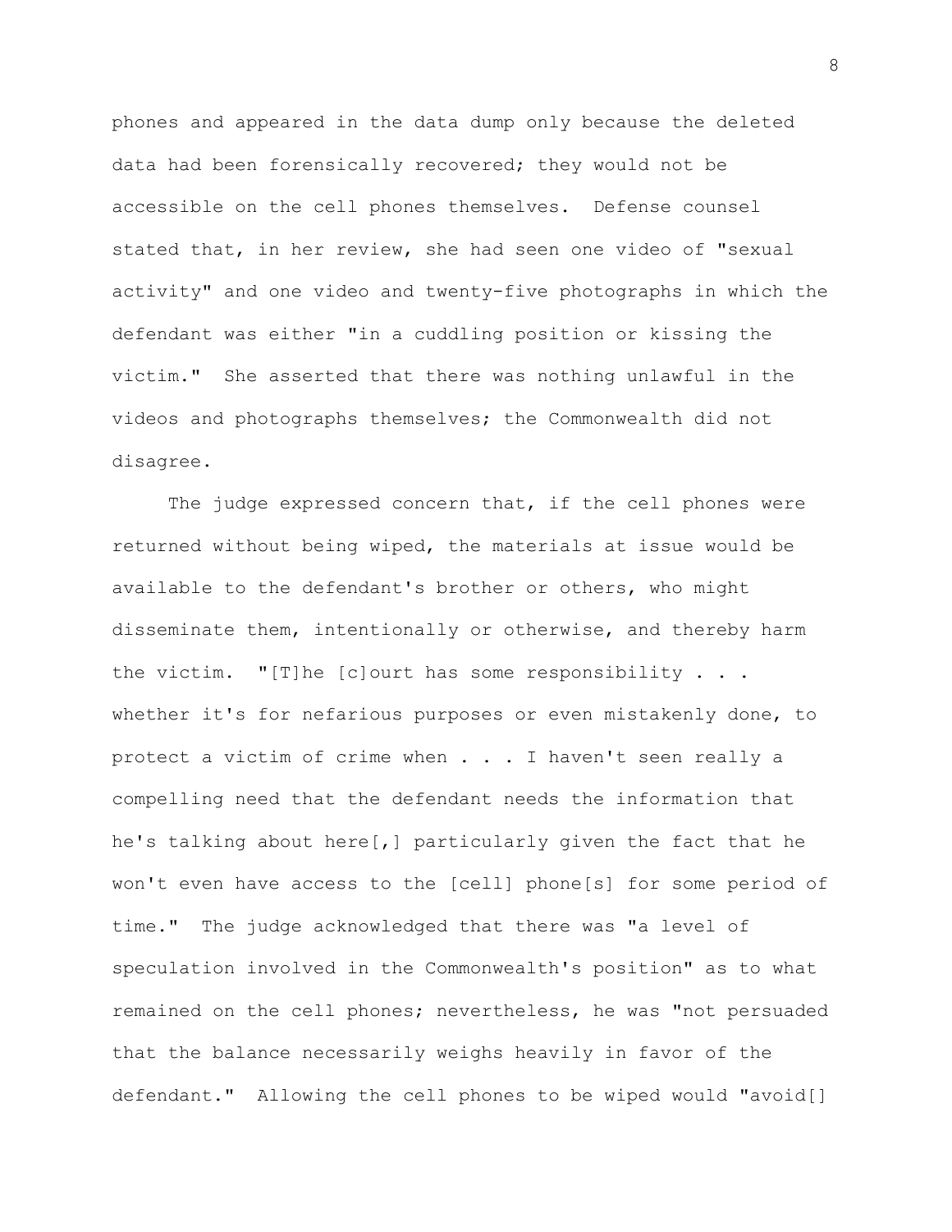phones and appeared in the data dump only because the deleted data had been forensically recovered; they would not be accessible on the cell phones themselves. Defense counsel stated that, in her review, she had seen one video of "sexual activity" and one video and twenty-five photographs in which the defendant was either "in a cuddling position or kissing the victim." She asserted that there was nothing unlawful in the videos and photographs themselves; the Commonwealth did not disagree.

The judge expressed concern that, if the cell phones were returned without being wiped, the materials at issue would be available to the defendant's brother or others, who might disseminate them, intentionally or otherwise, and thereby harm the victim. "[T]he [c]ourt has some responsibility . . . whether it's for nefarious purposes or even mistakenly done, to protect a victim of crime when . . . I haven't seen really a compelling need that the defendant needs the information that he's talking about here[,] particularly given the fact that he won't even have access to the [cell] phone[s] for some period of time." The judge acknowledged that there was "a level of speculation involved in the Commonwealth's position" as to what remained on the cell phones; nevertheless, he was "not persuaded that the balance necessarily weighs heavily in favor of the defendant." Allowing the cell phones to be wiped would "avoid[]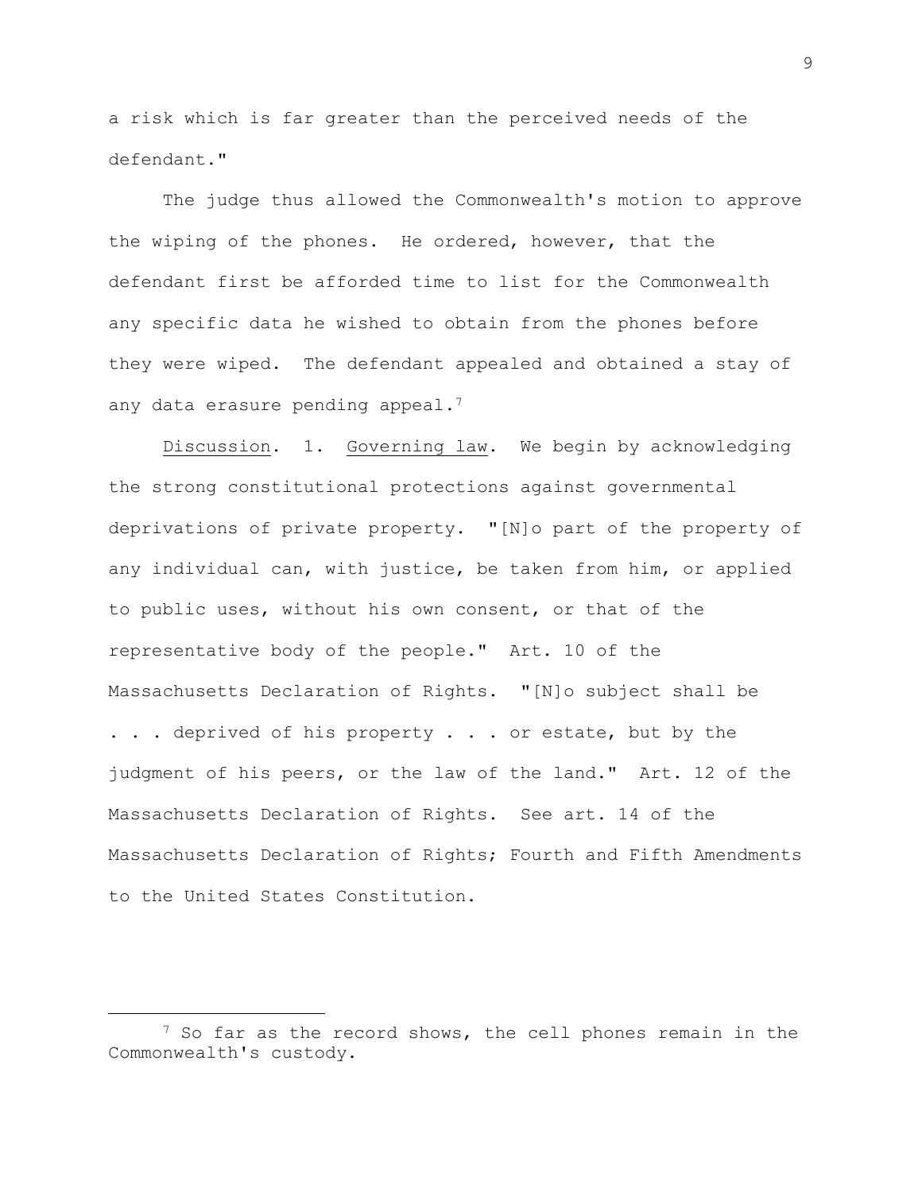a risk which is far greater than the perceived needs of the defendant."

The judge thus allowed the Commonwealth's motion to approve the wiping of the phones. He ordered, however, that the defendant first be afforded time to list for the Commonwealth any specific data he wished to obtain from the phones before they were wiped. The defendant appealed and obtained a stay of any data erasure pending appeal.[7]

Discussion. 1. Governing law. We begin by acknowledging the strong constitutional protections against governmental deprivations of private property. "[N]o part of the property of any individual can, with justice, be taken from him, or applied to public uses, without his own consent, or that of the representative body of the people." Art. 10 of the Massachusetts Declaration of Rights. "[N]o subject shall be . . . deprived of his property . . . or estate, but by the judgment of his peers, or the law of the land." Art. 12 of the Massachusetts Declaration of Rights. See art. 14 of the Massachusetts Declaration of Rights; Fourth and Fifth Amendments to the United States Constitution.

---

[7] So far as the record shows, the cell phones remain in the Commonwealth's custody.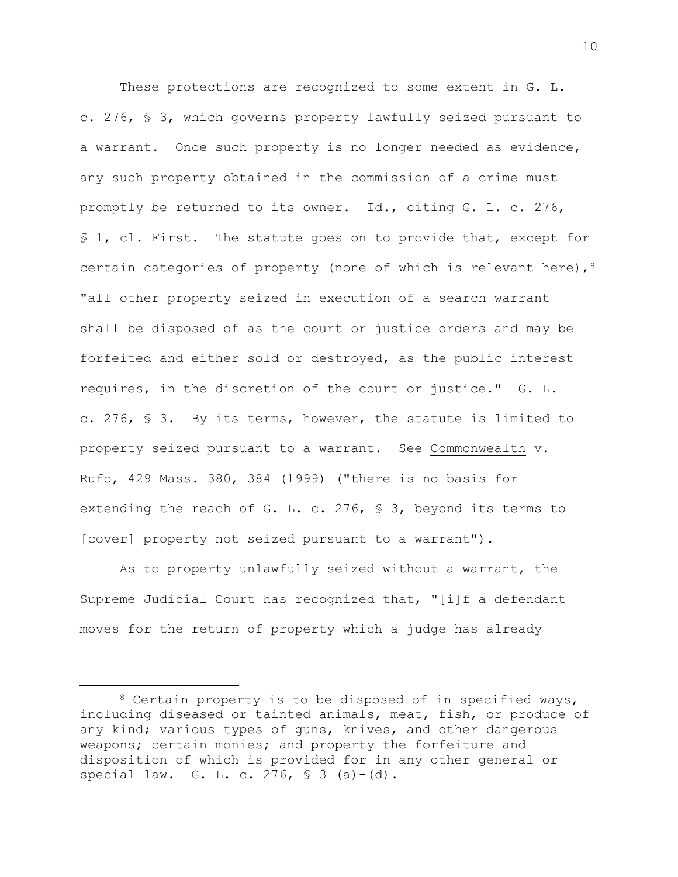These protections are recognized to some extent in G. L. c. 276, § 3, which governs property lawfully seized pursuant to a warrant. Once such property is no longer needed as evidence, any such property obtained in the commission of a crime must promptly be returned to its owner. Id., citing G. L. c. 276, § 1, cl. First. The statute goes on to provide that, except for certain categories of property (none of which is relevant here),[8] "all other property seized in execution of a search warrant shall be disposed of as the court or justice orders and may be forfeited and either sold or destroyed, as the public interest requires, in the discretion of the court or justice." G. L. c. 276, § 3. By its terms, however, the statute is limited to property seized pursuant to a warrant. See Commonwealth v. Rufo, 429 Mass. 380, 384 (1999) ("there is no basis for extending the reach of G. L. c. 276, § 3, beyond its terms to [cover] property not seized pursuant to a warrant").

As to property unlawfully seized without a warrant, the Supreme Judicial Court has recognized that, "[i]f a defendant moves for the return of property which a judge has already

---

[8] Certain property is to be disposed of in specified ways, including diseased or tainted animals, meat, fish, or produce of any kind; various types of guns, knives, and other dangerous weapons; certain monies; and property the forfeiture and disposition of which is provided for in any other general or special law. G. L. c. 276, § 3 (a)-(d).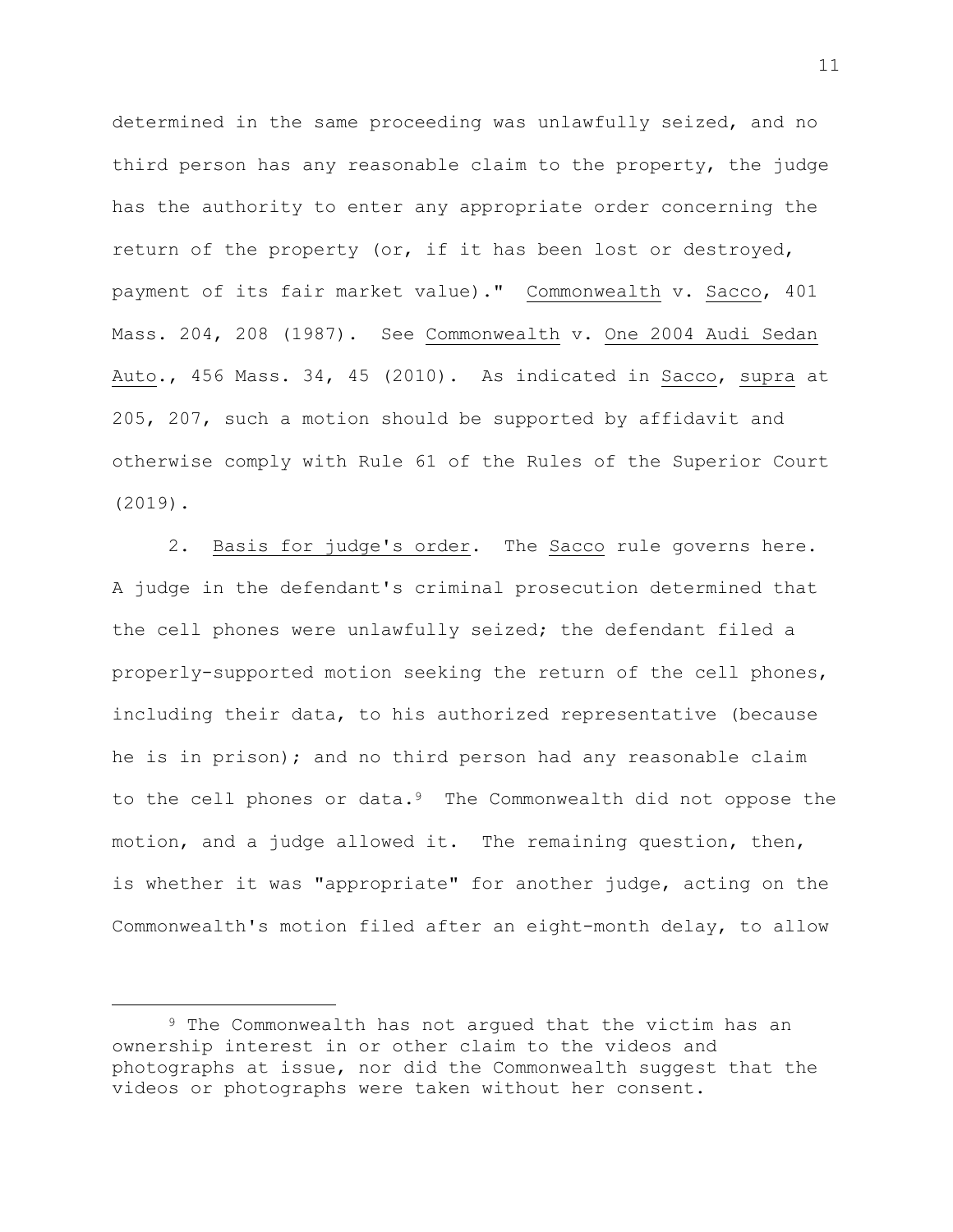determined in the same proceeding was unlawfully seized, and no third person has any reasonable claim to the property, the judge has the authority to enter any appropriate order concerning the return of the property (or, if it has been lost or destroyed, payment of its fair market value)." Commonwealth v. Sacco, 401 Mass. 204, 208 (1987). See Commonwealth v. One 2004 Audi Sedan Auto., 456 Mass. 34, 45 (2010). As indicated in Sacco, supra at 205, 207, such a motion should be supported by affidavit and otherwise comply with Rule 61 of the Rules of the Superior Court (2019).

2. Basis for judge's order. The Sacco rule governs here. A judge in the defendant's criminal prosecution determined that the cell phones were unlawfully seized; the defendant filed a properly-supported motion seeking the return of the cell phones, including their data, to his authorized representative (because he is in prison); and no third person had any reasonable claim to the cell phones or data.[9] The Commonwealth did not oppose the motion, and a judge allowed it. The remaining question, then, is whether it was "appropriate" for another judge, acting on the Commonwealth's motion filed after an eight-month delay, to allow

---

[9] The Commonwealth has not argued that the victim has an ownership interest in or other claim to the videos and photographs at issue, nor did the Commonwealth suggest that the videos or photographs were taken without her consent.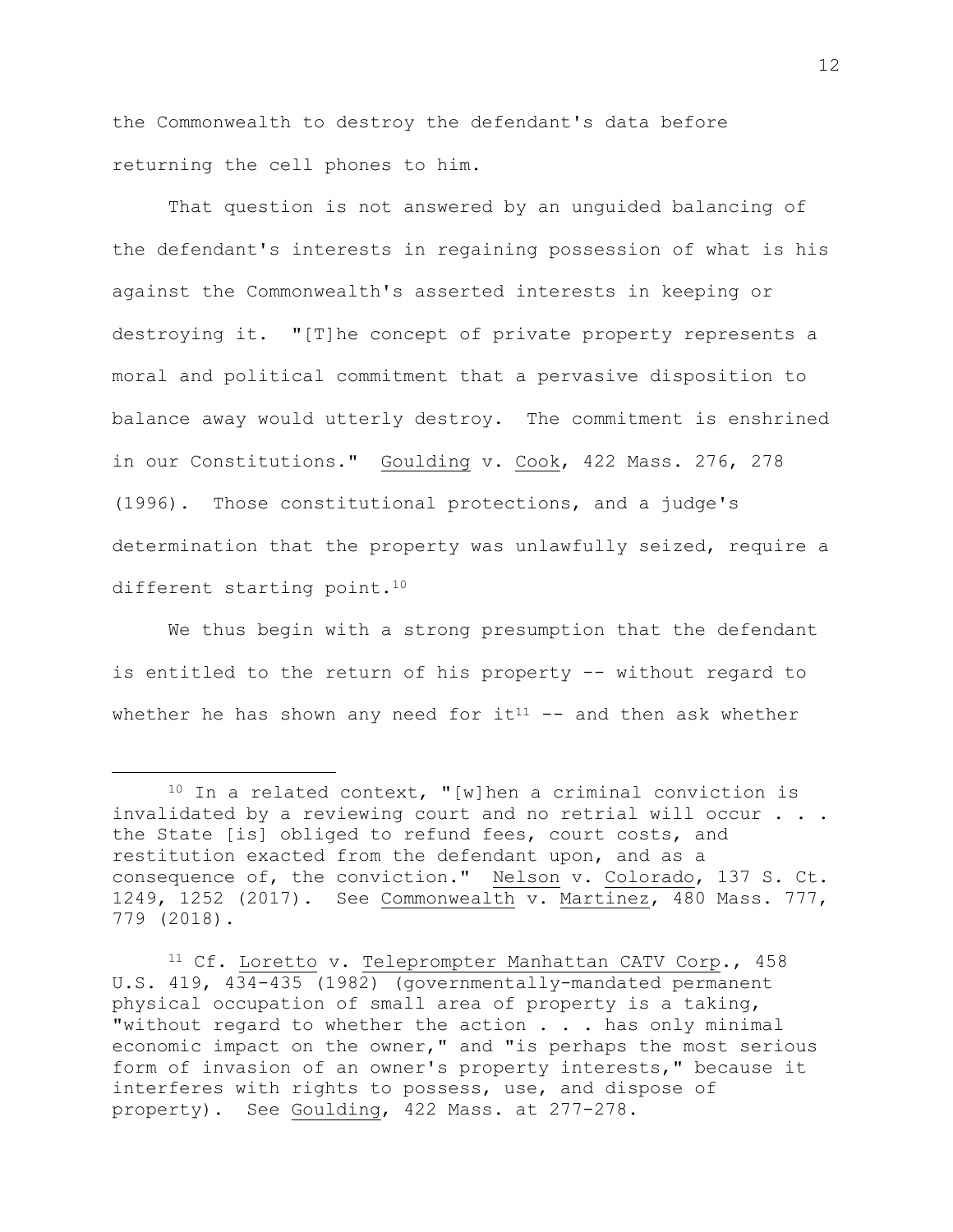the Commonwealth to destroy the defendant's data before returning the cell phones to him.

That question is not answered by an unguided balancing of the defendant's interests in regaining possession of what is his against the Commonwealth's asserted interests in keeping or destroying it. "[T]he concept of private property represents a moral and political commitment that a pervasive disposition to balance away would utterly destroy. The commitment is enshrined in our Constitutions." Goulding v. Cook, 422 Mass. 276, 278 (1996). Those constitutional protections, and a judge's determination that the property was unlawfully seized, require a different starting point.[10]

We thus begin with a strong presumption that the defendant is entitled to the return of his property -- without regard to whether he has shown any need for it[11] -- and then ask whether

---

[10] In a related context, "[w]hen a criminal conviction is invalidated by a reviewing court and no retrial will occur . . . the State [is] obliged to refund fees, court costs, and restitution exacted from the defendant upon, and as a consequence of, the conviction." Nelson v. Colorado, 137 S. Ct. 1249, 1252 (2017). See Commonwealth v. Martinez, 480 Mass. 777, 779 (2018).

[11] Cf. Loretto v. Teleprompter Manhattan CATV Corp., 458 U.S. 419, 434-435 (1982) (governmentally-mandated permanent physical occupation of small area of property is a taking, "without regard to whether the action . . . has only minimal economic impact on the owner," and "is perhaps the most serious form of invasion of an owner's property interests," because it interferes with rights to possess, use, and dispose of property). See Goulding, 422 Mass. at 277-278.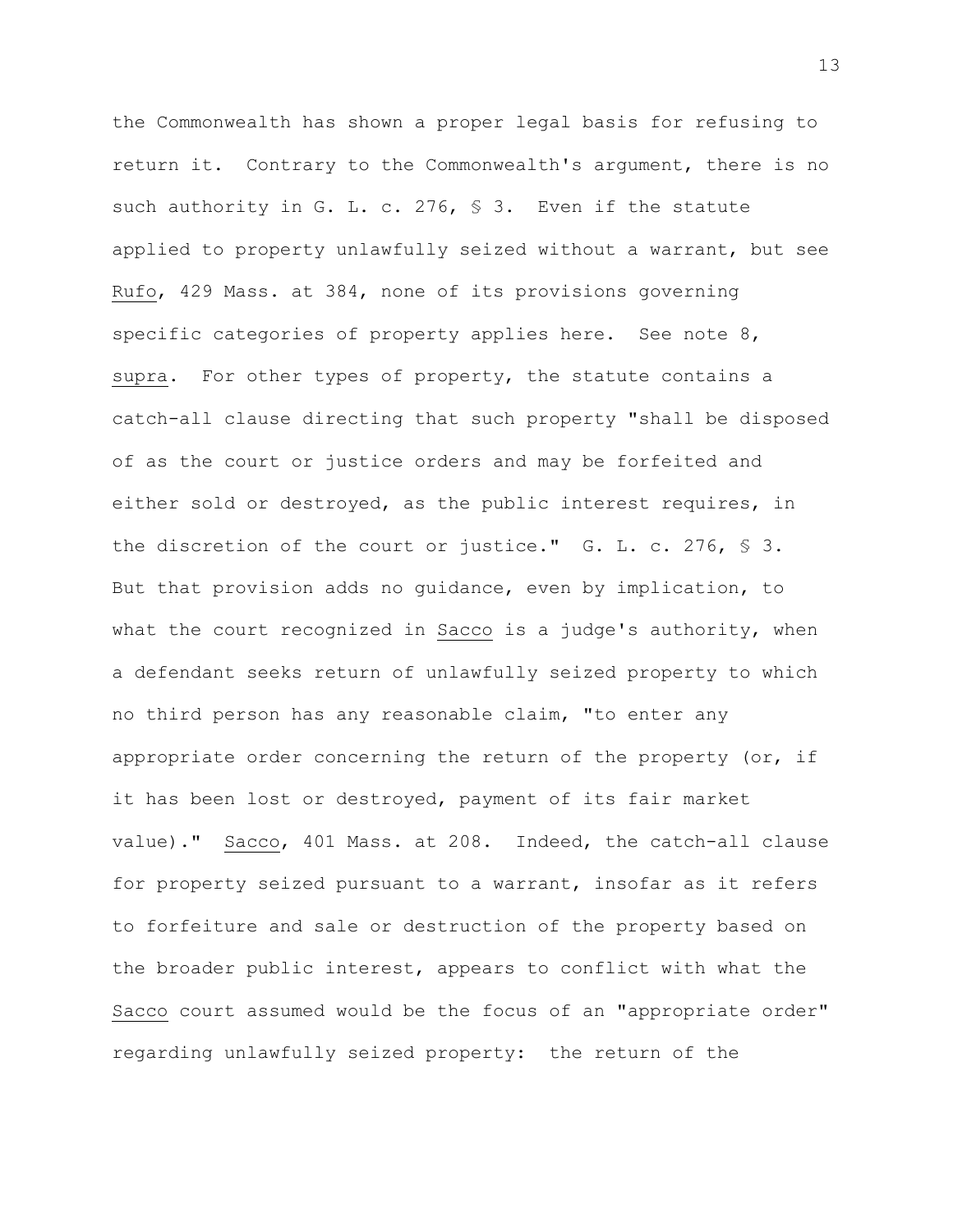the Commonwealth has shown a proper legal basis for refusing to return it. Contrary to the Commonwealth's argument, there is no such authority in G. L. c. 276, § 3. Even if the statute applied to property unlawfully seized without a warrant, but see Rufo, 429 Mass. at 384, none of its provisions governing specific categories of property applies here. See note 8, supra. For other types of property, the statute contains a catch-all clause directing that such property "shall be disposed of as the court or justice orders and may be forfeited and either sold or destroyed, as the public interest requires, in the discretion of the court or justice." G. L. c. 276, § 3. But that provision adds no guidance, even by implication, to what the court recognized in Sacco is a judge's authority, when a defendant seeks return of unlawfully seized property to which no third person has any reasonable claim, "to enter any appropriate order concerning the return of the property (or, if it has been lost or destroyed, payment of its fair market value)." Sacco, 401 Mass. at 208. Indeed, the catch-all clause for property seized pursuant to a warrant, insofar as it refers to forfeiture and sale or destruction of the property based on the broader public interest, appears to conflict with what the Sacco court assumed would be the focus of an "appropriate order" regarding unlawfully seized property: the return of the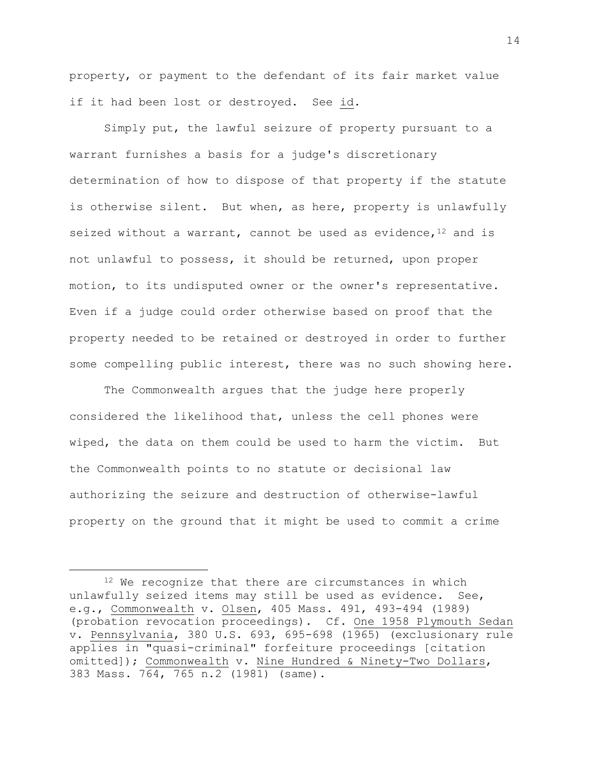property, or payment to the defendant of its fair market value if it had been lost or destroyed. See id.

Simply put, the lawful seizure of property pursuant to a warrant furnishes a basis for a judge's discretionary determination of how to dispose of that property if the statute is otherwise silent. But when, as here, property is unlawfully seized without a warrant, cannot be used as evidence,[12] and is not unlawful to possess, it should be returned, upon proper motion, to its undisputed owner or the owner's representative. Even if a judge could order otherwise based on proof that the property needed to be retained or destroyed in order to further some compelling public interest, there was no such showing here.

The Commonwealth argues that the judge here properly considered the likelihood that, unless the cell phones were wiped, the data on them could be used to harm the victim. But the Commonwealth points to no statute or decisional law authorizing the seizure and destruction of otherwise-lawful property on the ground that it might be used to commit a crime

---

[12] We recognize that there are circumstances in which unlawfully seized items may still be used as evidence. See, e.g., Commonwealth v. Olsen, 405 Mass. 491, 493-494 (1989) (probation revocation proceedings). Cf. One 1958 Plymouth Sedan v. Pennsylvania, 380 U.S. 693, 695-698 (1965) (exclusionary rule applies in "quasi-criminal" forfeiture proceedings [citation omitted]); Commonwealth v. Nine Hundred & Ninety-Two Dollars, 383 Mass. 764, 765 n.2 (1981) (same).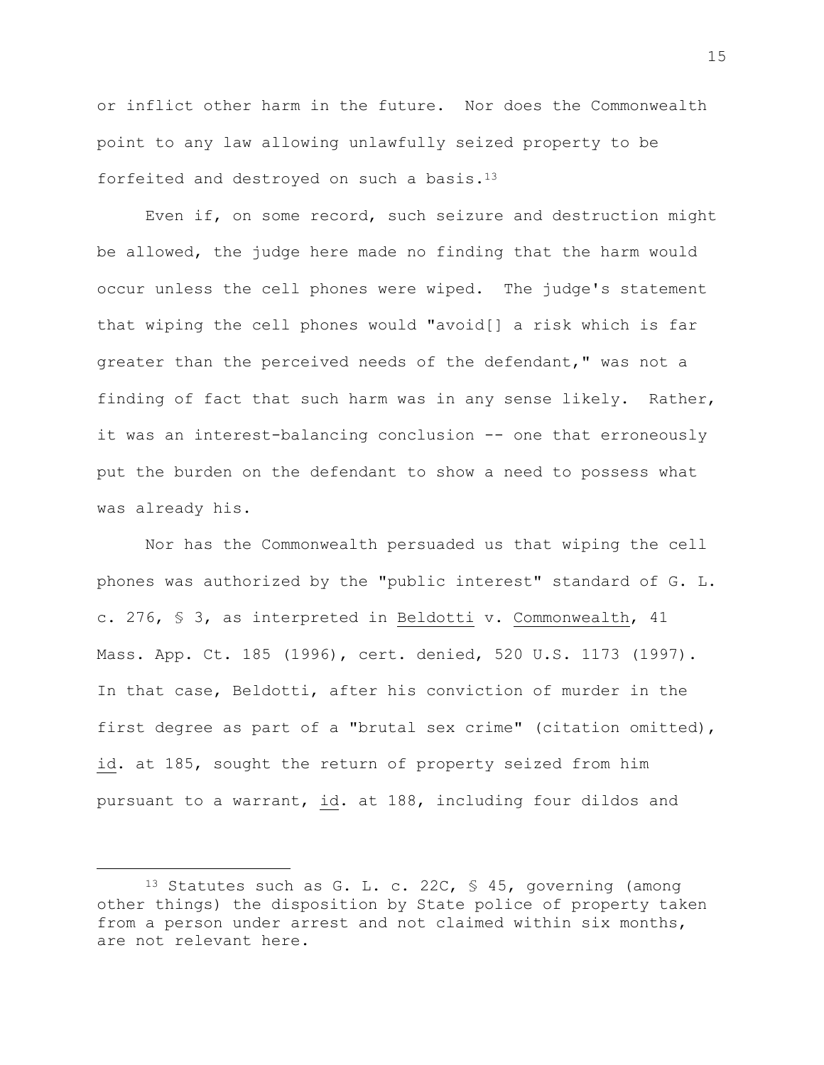or inflict other harm in the future. Nor does the Commonwealth point to any law allowing unlawfully seized property to be forfeited and destroyed on such a basis.[13]

Even if, on some record, such seizure and destruction might be allowed, the judge here made no finding that the harm would occur unless the cell phones were wiped. The judge's statement that wiping the cell phones would "avoid[] a risk which is far greater than the perceived needs of the defendant," was not a finding of fact that such harm was in any sense likely. Rather, it was an interest-balancing conclusion -- one that erroneously put the burden on the defendant to show a need to possess what was already his.

Nor has the Commonwealth persuaded us that wiping the cell phones was authorized by the "public interest" standard of G. L. c. 276, § 3, as interpreted in Beldotti v. Commonwealth, 41 Mass. App. Ct. 185 (1996), cert. denied, 520 U.S. 1173 (1997). In that case, Beldotti, after his conviction of murder in the first degree as part of a "brutal sex crime" (citation omitted), id. at 185, sought the return of property seized from him pursuant to a warrant, id. at 188, including four dildos and

---

[13] Statutes such as G. L. c. 22C, § 45, governing (among other things) the disposition by State police of property taken from a person under arrest and not claimed within six months, are not relevant here.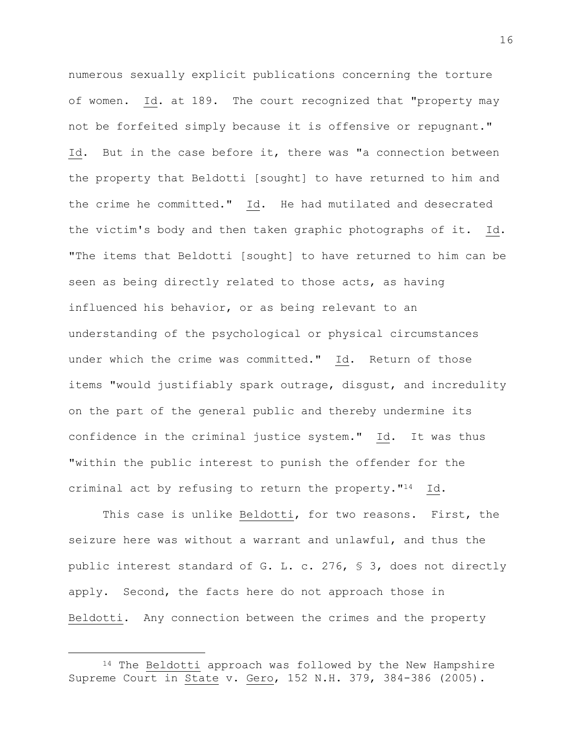numerous sexually explicit publications concerning the torture of women. Id. at 189. The court recognized that "property may not be forfeited simply because it is offensive or repugnant." Id. But in the case before it, there was "a connection between the property that Beldotti [sought] to have returned to him and the crime he committed." Id. He had mutilated and desecrated the victim's body and then taken graphic photographs of it. Id. "The items that Beldotti [sought] to have returned to him can be seen as being directly related to those acts, as having influenced his behavior, or as being relevant to an understanding of the psychological or physical circumstances under which the crime was committed." Id. Return of those items "would justifiably spark outrage, disgust, and incredulity on the part of the general public and thereby undermine its confidence in the criminal justice system." Id. It was thus "within the public interest to punish the offender for the criminal act by refusing to return the property."[14] Id.

This case is unlike Beldotti, for two reasons. First, the seizure here was without a warrant and unlawful, and thus the public interest standard of G. L. c. 276, § 3, does not directly apply. Second, the facts here do not approach those in Beldotti. Any connection between the crimes and the property

---

[14] The Beldotti approach was followed by the New Hampshire Supreme Court in State v. Gero, 152 N.H. 379, 384-386 (2005).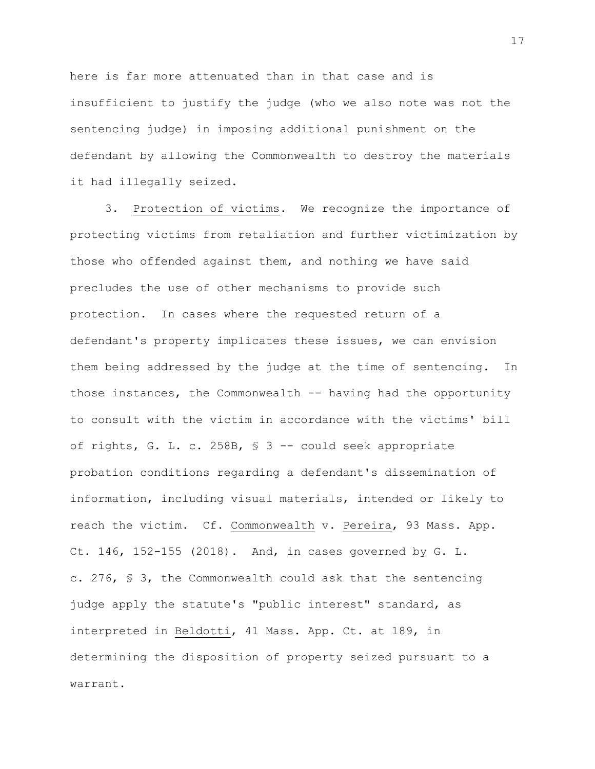here is far more attenuated than in that case and is insufficient to justify the judge (who we also note was not the sentencing judge) in imposing additional punishment on the defendant by allowing the Commonwealth to destroy the materials it had illegally seized.

3. Protection of victims. We recognize the importance of protecting victims from retaliation and further victimization by those who offended against them, and nothing we have said precludes the use of other mechanisms to provide such protection. In cases where the requested return of a defendant's property implicates these issues, we can envision them being addressed by the judge at the time of sentencing. In those instances, the Commonwealth -- having had the opportunity to consult with the victim in accordance with the victims' bill of rights, G. L. c. 258B, § 3 -- could seek appropriate probation conditions regarding a defendant's dissemination of information, including visual materials, intended or likely to reach the victim. Cf. Commonwealth v. Pereira, 93 Mass. App. Ct. 146, 152-155 (2018). And, in cases governed by G. L. c. 276, § 3, the Commonwealth could ask that the sentencing judge apply the statute's "public interest" standard, as interpreted in Beldotti, 41 Mass. App. Ct. at 189, in determining the disposition of property seized pursuant to a warrant.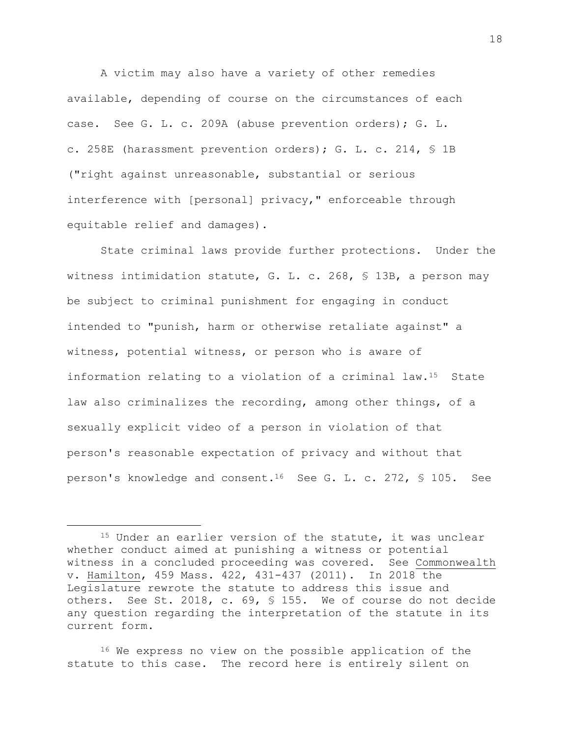A victim may also have a variety of other remedies available, depending of course on the circumstances of each case. See G. L. c. 209A (abuse prevention orders); G. L. c. 258E (harassment prevention orders); G. L. c. 214, § 1B ("right against unreasonable, substantial or serious interference with [personal] privacy," enforceable through equitable relief and damages).

State criminal laws provide further protections. Under the witness intimidation statute, G. L. c. 268, § 13B, a person may be subject to criminal punishment for engaging in conduct intended to "punish, harm or otherwise retaliate against" a witness, potential witness, or person who is aware of information relating to a violation of a criminal law.[15] State law also criminalizes the recording, among other things, of a sexually explicit video of a person in violation of that person's reasonable expectation of privacy and without that person's knowledge and consent.[16] See G. L. c. 272, § 105. See

---

[15] Under an earlier version of the statute, it was unclear whether conduct aimed at punishing a witness or potential witness in a concluded proceeding was covered. See Commonwealth v. Hamilton, 459 Mass. 422, 431-437 (2011). In 2018 the Legislature rewrote the statute to address this issue and others. See St. 2018, c. 69, § 155. We of course do not decide any question regarding the interpretation of the statute in its current form.

[16] We express no view on the possible application of the statute to this case. The record here is entirely silent on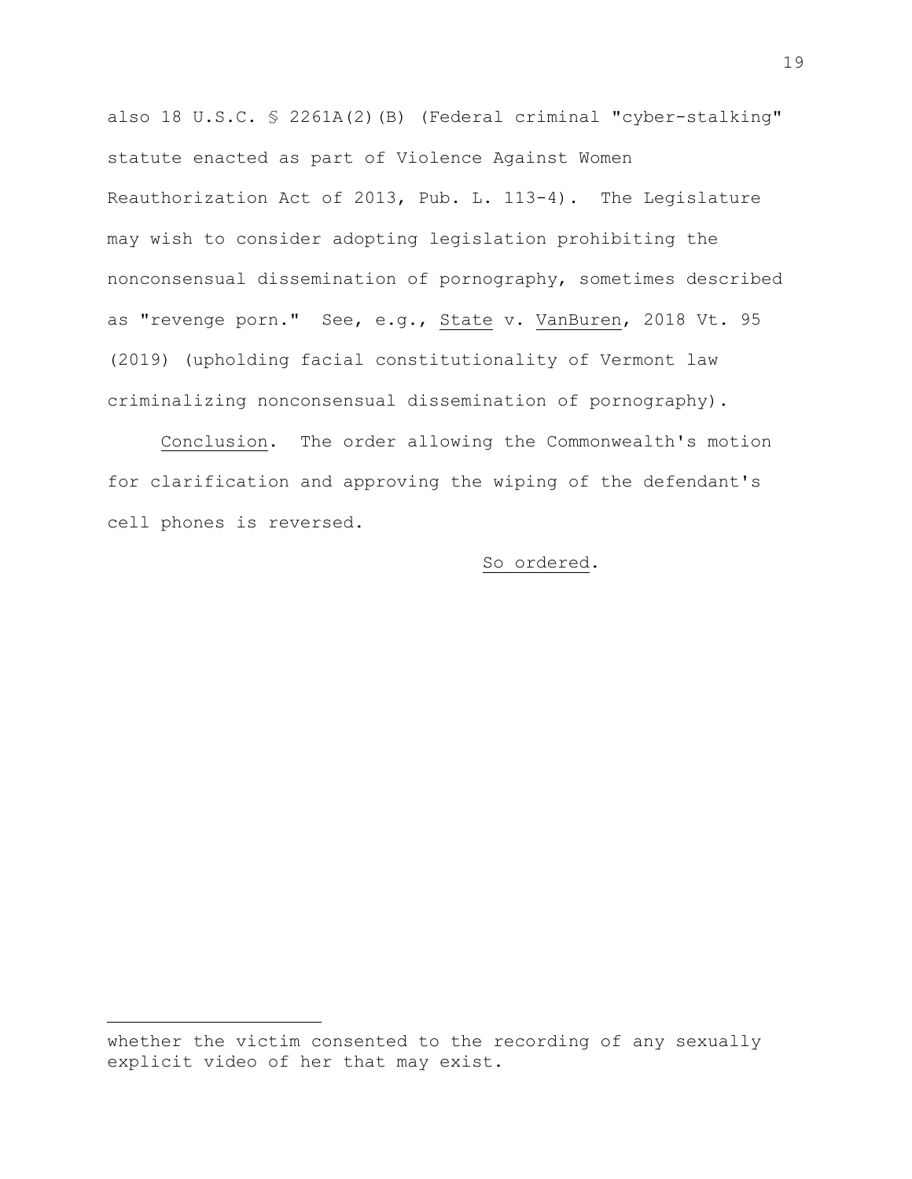also 18 U.S.C. § 2261A(2)(B) (Federal criminal "cyber-stalking" statute enacted as part of Violence Against Women Reauthorization Act of 2013, Pub. L. 113-4). The Legislature may wish to consider adopting legislation prohibiting the nonconsensual dissemination of pornography, sometimes described as "revenge porn." See, e.g., State v. VanBuren, 2018 Vt. 95 (2019) (upholding facial constitutionality of Vermont law criminalizing nonconsensual dissemination of pornography).

Conclusion. The order allowing the Commonwealth's motion for clarification and approving the wiping of the defendant's cell phones is reversed.

So ordered.

---

whether the victim consented to the recording of any sexually explicit video of her that may exist.